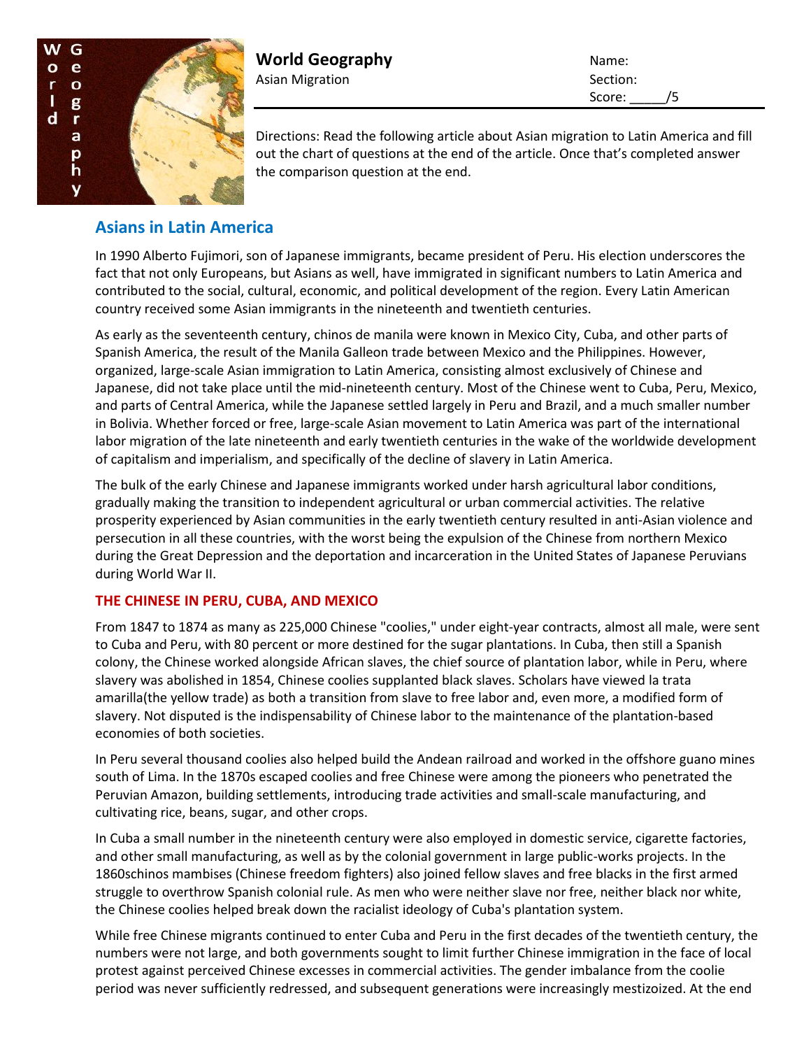# World Geography

Asian Migration

Name:

Section:

Score: _____/5

Directions: Read the following article about Asian migration to Latin America and fill out the chart of questions at the end of the article. Once that's completed answer the comparison question at the end.

## Asians in Latin America

In 1990 Alberto Fujimori, son of Japanese immigrants, became president of Peru. His election underscores the fact that not only Europeans, but Asians as well, have immigrated in significant numbers to Latin America and contributed to the social, cultural, economic, and political development of the region. Every Latin American country received some Asian immigrants in the nineteenth and twentieth centuries.

As early as the seventeenth century, chinos de manila were known in Mexico City, Cuba, and other parts of Spanish America, the result of the Manila Galleon trade between Mexico and the Philippines. However, organized, large-scale Asian immigration to Latin America, consisting almost exclusively of Chinese and Japanese, did not take place until the mid-nineteenth century. Most of the Chinese went to Cuba, Peru, Mexico, and parts of Central America, while the Japanese settled largely in Peru and Brazil, and a much smaller number in Bolivia. Whether forced or free, large-scale Asian movement to Latin America was part of the international labor migration of the late nineteenth and early twentieth centuries in the wake of the worldwide development of capitalism and imperialism, and specifically of the decline of slavery in Latin America.

The bulk of the early Chinese and Japanese immigrants worked under harsh agricultural labor conditions, gradually making the transition to independent agricultural or urban commercial activities. The relative prosperity experienced by Asian communities in the early twentieth century resulted in anti-Asian violence and persecution in all these countries, with the worst being the expulsion of the Chinese from northern Mexico during the Great Depression and the deportation and incarceration in the United States of Japanese Peruvians during World War II.

### THE CHINESE IN PERU, CUBA, AND MEXICO

From 1847 to 1874 as many as 225,000 Chinese "coolies," under eight-year contracts, almost all male, were sent to Cuba and Peru, with 80 percent or more destined for the sugar plantations. In Cuba, then still a Spanish colony, the Chinese worked alongside African slaves, the chief source of plantation labor, while in Peru, where slavery was abolished in 1854, Chinese coolies supplanted black slaves. Scholars have viewed la trata amarilla(the yellow trade) as both a transition from slave to free labor and, even more, a modified form of slavery. Not disputed is the indispensability of Chinese labor to the maintenance of the plantation-based economies of both societies.

In Peru several thousand coolies also helped build the Andean railroad and worked in the offshore guano mines south of Lima. In the 1870s escaped coolies and free Chinese were among the pioneers who penetrated the Peruvian Amazon, building settlements, introducing trade activities and small-scale manufacturing, and cultivating rice, beans, sugar, and other crops.

In Cuba a small number in the nineteenth century were also employed in domestic service, cigarette factories, and other small manufacturing, as well as by the colonial government in large public-works projects. In the 1860schinos mambises (Chinese freedom fighters) also joined fellow slaves and free blacks in the first armed struggle to overthrow Spanish colonial rule. As men who were neither slave nor free, neither black nor white, the Chinese coolies helped break down the racialist ideology of Cuba's plantation system.

While free Chinese migrants continued to enter Cuba and Peru in the first decades of the twentieth century, the numbers were not large, and both governments sought to limit further Chinese immigration in the face of local protest against perceived Chinese excesses in commercial activities. The gender imbalance from the coolie period was never sufficiently redressed, and subsequent generations were increasingly mestizoized. At the end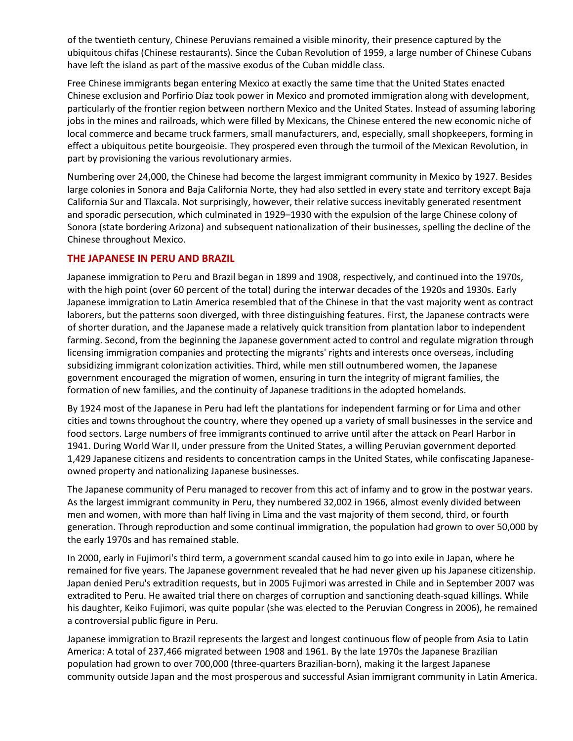of the twentieth century, Chinese Peruvians remained a visible minority, their presence captured by the ubiquitous chifas (Chinese restaurants). Since the Cuban Revolution of 1959, a large number of Chinese Cubans have left the island as part of the massive exodus of the Cuban middle class.

Free Chinese immigrants began entering Mexico at exactly the same time that the United States enacted Chinese exclusion and Porfirio Díaz took power in Mexico and promoted immigration along with development, particularly of the frontier region between northern Mexico and the United States. Instead of assuming laboring jobs in the mines and railroads, which were filled by Mexicans, the Chinese entered the new economic niche of local commerce and became truck farmers, small manufacturers, and, especially, small shopkeepers, forming in effect a ubiquitous petite bourgeoisie. They prospered even through the turmoil of the Mexican Revolution, in part by provisioning the various revolutionary armies.

Numbering over 24,000, the Chinese had become the largest immigrant community in Mexico by 1927. Besides large colonies in Sonora and Baja California Norte, they had also settled in every state and territory except Baja California Sur and Tlaxcala. Not surprisingly, however, their relative success inevitably generated resentment and sporadic persecution, which culminated in 1929–1930 with the expulsion of the large Chinese colony of Sonora (state bordering Arizona) and subsequent nationalization of their businesses, spelling the decline of the Chinese throughout Mexico.

## THE JAPANESE IN PERU AND BRAZIL

Japanese immigration to Peru and Brazil began in 1899 and 1908, respectively, and continued into the 1970s, with the high point (over 60 percent of the total) during the interwar decades of the 1920s and 1930s. Early Japanese immigration to Latin America resembled that of the Chinese in that the vast majority went as contract laborers, but the patterns soon diverged, with three distinguishing features. First, the Japanese contracts were of shorter duration, and the Japanese made a relatively quick transition from plantation labor to independent farming. Second, from the beginning the Japanese government acted to control and regulate migration through licensing immigration companies and protecting the migrants' rights and interests once overseas, including subsidizing immigrant colonization activities. Third, while men still outnumbered women, the Japanese government encouraged the migration of women, ensuring in turn the integrity of migrant families, the formation of new families, and the continuity of Japanese traditions in the adopted homelands.

By 1924 most of the Japanese in Peru had left the plantations for independent farming or for Lima and other cities and towns throughout the country, where they opened up a variety of small businesses in the service and food sectors. Large numbers of free immigrants continued to arrive until after the attack on Pearl Harbor in 1941. During World War II, under pressure from the United States, a willing Peruvian government deported 1,429 Japanese citizens and residents to concentration camps in the United States, while confiscating Japanese-owned property and nationalizing Japanese businesses.

The Japanese community of Peru managed to recover from this act of infamy and to grow in the postwar years. As the largest immigrant community in Peru, they numbered 32,002 in 1966, almost evenly divided between men and women, with more than half living in Lima and the vast majority of them second, third, or fourth generation. Through reproduction and some continual immigration, the population had grown to over 50,000 by the early 1970s and has remained stable.

In 2000, early in Fujimori's third term, a government scandal caused him to go into exile in Japan, where he remained for five years. The Japanese government revealed that he had never given up his Japanese citizenship. Japan denied Peru's extradition requests, but in 2005 Fujimori was arrested in Chile and in September 2007 was extradited to Peru. He awaited trial there on charges of corruption and sanctioning death-squad killings. While his daughter, Keiko Fujimori, was quite popular (she was elected to the Peruvian Congress in 2006), he remained a controversial public figure in Peru.

Japanese immigration to Brazil represents the largest and longest continuous flow of people from Asia to Latin America: A total of 237,466 migrated between 1908 and 1961. By the late 1970s the Japanese Brazilian population had grown to over 700,000 (three-quarters Brazilian-born), making it the largest Japanese community outside Japan and the most prosperous and successful Asian immigrant community in Latin America.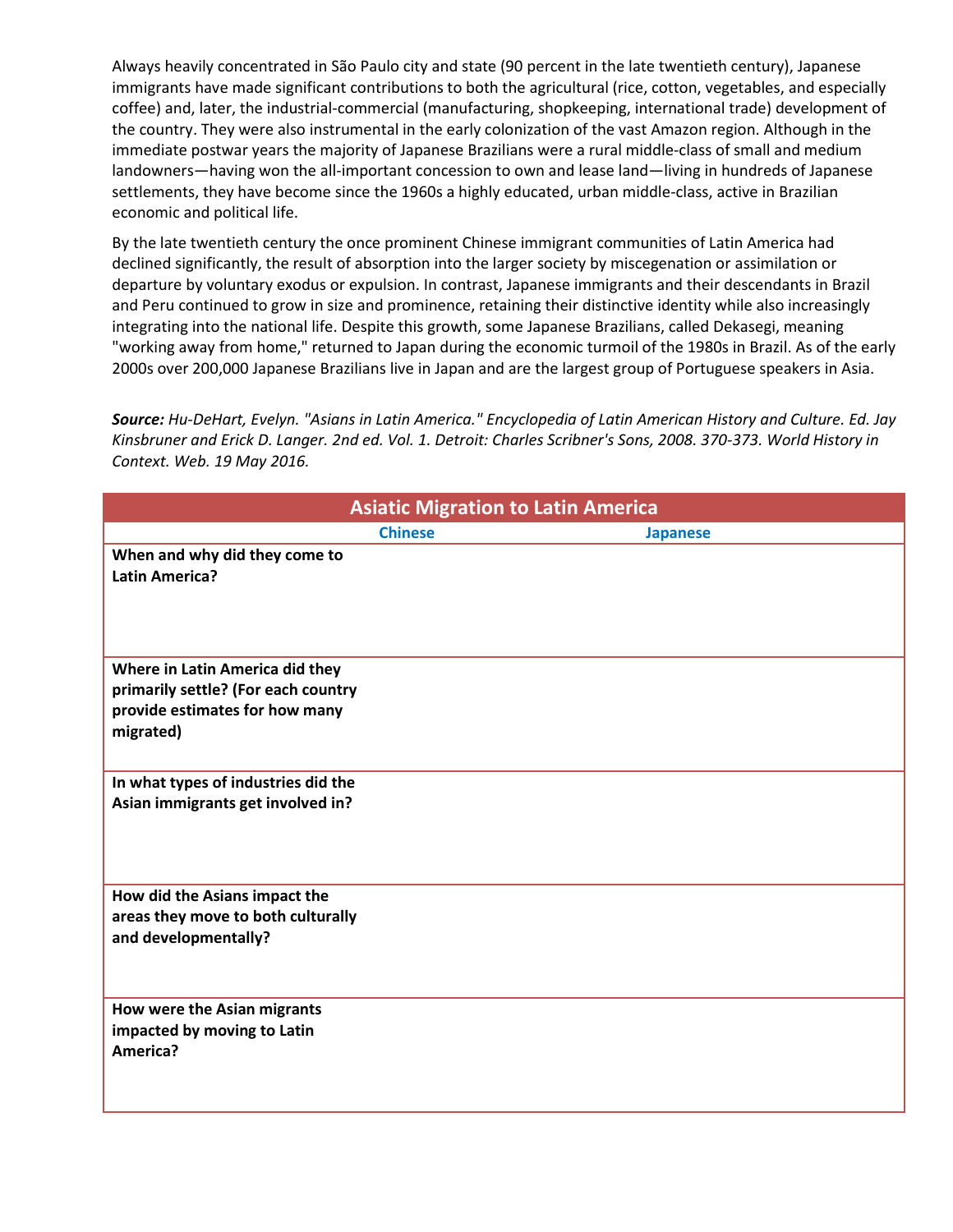Always heavily concentrated in São Paulo city and state (90 percent in the late twentieth century), Japanese immigrants have made significant contributions to both the agricultural (rice, cotton, vegetables, and especially coffee) and, later, the industrial-commercial (manufacturing, shopkeeping, international trade) development of the country. They were also instrumental in the early colonization of the vast Amazon region. Although in the immediate postwar years the majority of Japanese Brazilians were a rural middle-class of small and medium landowners—having won the all-important concession to own and lease land—living in hundreds of Japanese settlements, they have become since the 1960s a highly educated, urban middle-class, active in Brazilian economic and political life.

By the late twentieth century the once prominent Chinese immigrant communities of Latin America had declined significantly, the result of absorption into the larger society by miscegenation or assimilation or departure by voluntary exodus or expulsion. In contrast, Japanese immigrants and their descendants in Brazil and Peru continued to grow in size and prominence, retaining their distinctive identity while also increasingly integrating into the national life. Despite this growth, some Japanese Brazilians, called Dekasegi, meaning "working away from home," returned to Japan during the economic turmoil of the 1980s in Brazil. As of the early 2000s over 200,000 Japanese Brazilians live in Japan and are the largest group of Portuguese speakers in Asia.

***Source:*** *Hu-DeHart, Evelyn. "Asians in Latin America." Encyclopedia of Latin American History and Culture. Ed. Jay Kinsbruner and Erick D. Langer. 2nd ed. Vol. 1. Detroit: Charles Scribner's Sons, 2008. 370-373. World History in Context. Web. 19 May 2016.*

| Asiatic Migration to Latin America | | |
|---|---|---|
| | **Chinese** | **Japanese** |
| **When and why did they come to Latin America?** | | |
| **Where in Latin America did they primarily settle? (For each country provide estimates for how many migrated)** | | |
| **In what types of industries did the Asian immigrants get involved in?** | | |
| **How did the Asians impact the areas they move to both culturally and developmentally?** | | |
| **How were the Asian migrants impacted by moving to Latin America?** | | |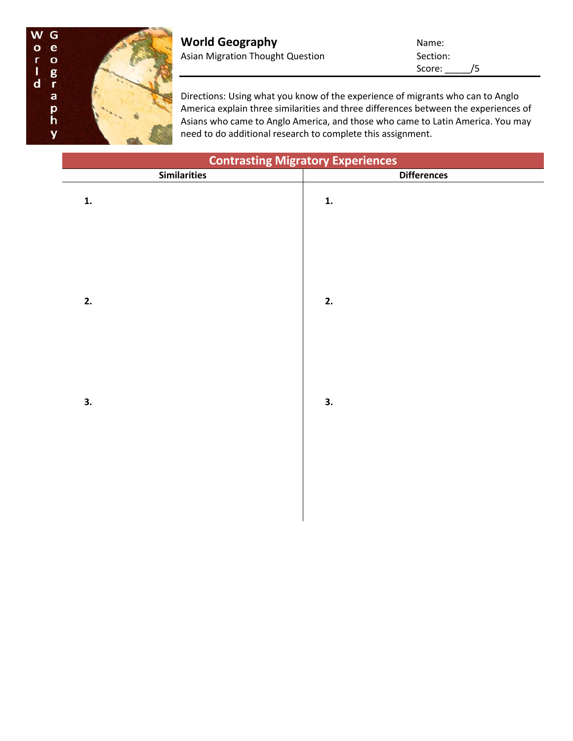# World Geography

Asian Migration Thought Question

Name:

Section:

Score: _____/5

Directions: Using what you know of the experience of migrants who can to Anglo America explain three similarities and three differences between the experiences of Asians who came to Anglo America, and those who came to Latin America. You may need to do additional research to complete this assignment.

## Contrasting Migratory Experiences

| Similarities | Differences |
| --- | --- |
| **1.** | **1.** |
| **2.** | **2.** |
| **3.** | **3.** |